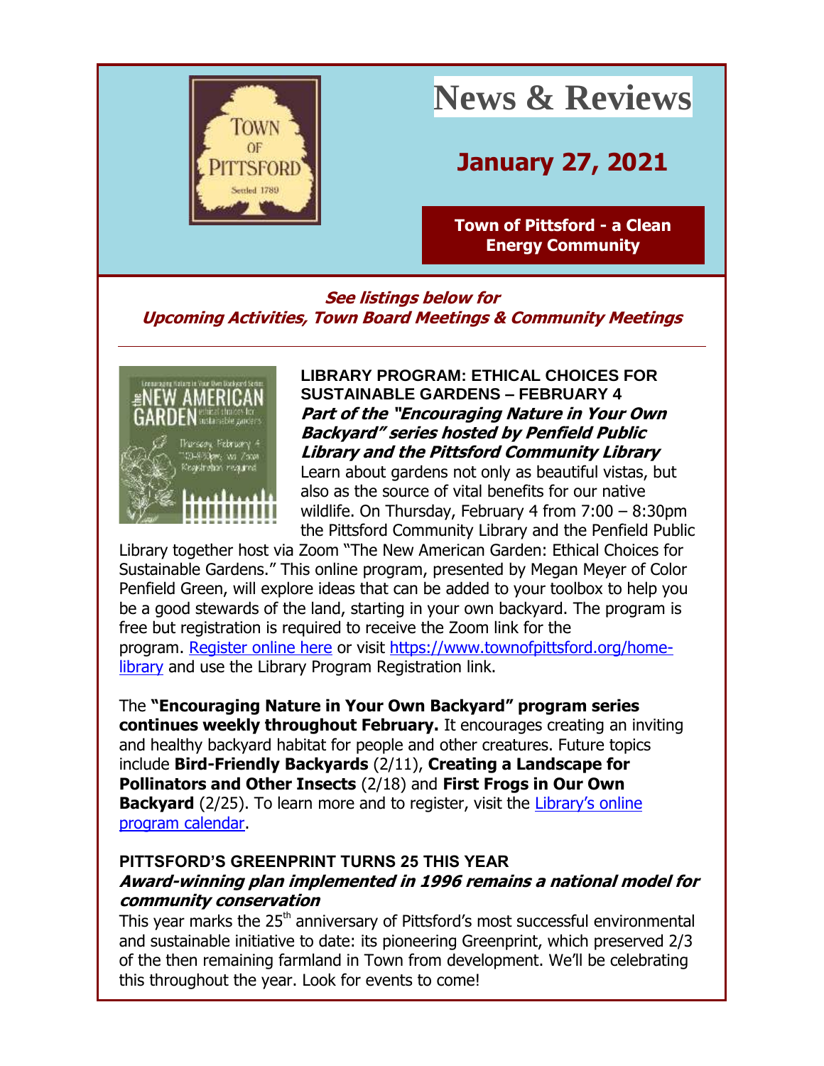# News & Reviews

## January 27, 2021

**Town of Pittsford - a Clean Energy Community**

***See listings below for Upcoming Activities, Town Board Meetings & Community Meetings***

---

### LIBRARY PROGRAM: ETHICAL CHOICES FOR SUSTAINABLE GARDENS – FEBRUARY 4

***Part of the "Encouraging Nature in Your Own Backyard" series hosted by Penfield Public Library and the Pittsford Community Library***

Learn about gardens not only as beautiful vistas, but also as the source of vital benefits for our native wildlife. On Thursday, February 4 from 7:00 – 8:30pm the Pittsford Community Library and the Penfield Public Library together host via Zoom "The New American Garden: Ethical Choices for Sustainable Gardens." This online program, presented by Megan Meyer of Color Penfield Green, will explore ideas that can be added to your toolbox to help you be a good stewards of the land, starting in your own backyard. The program is free but registration is required to receive the Zoom link for the program. Register online here or visit https://www.townofpittsford.org/home-library and use the Library Program Registration link.

The **"Encouraging Nature in Your Own Backyard" program series continues weekly throughout February.** It encourages creating an inviting and healthy backyard habitat for people and other creatures. Future topics include **Bird-Friendly Backyards** (2/11), **Creating a Landscape for Pollinators and Other Insects** (2/18) and **First Frogs in Our Own Backyard** (2/25). To learn more and to register, visit the Library's online program calendar.

### PITTSFORD'S GREENPRINT TURNS 25 THIS YEAR

***Award-winning plan implemented in 1996 remains a national model for community conservation***

This year marks the 25th anniversary of Pittsford's most successful environmental and sustainable initiative to date: its pioneering Greenprint, which preserved 2/3 of the then remaining farmland in Town from development. We'll be celebrating this throughout the year. Look for events to come!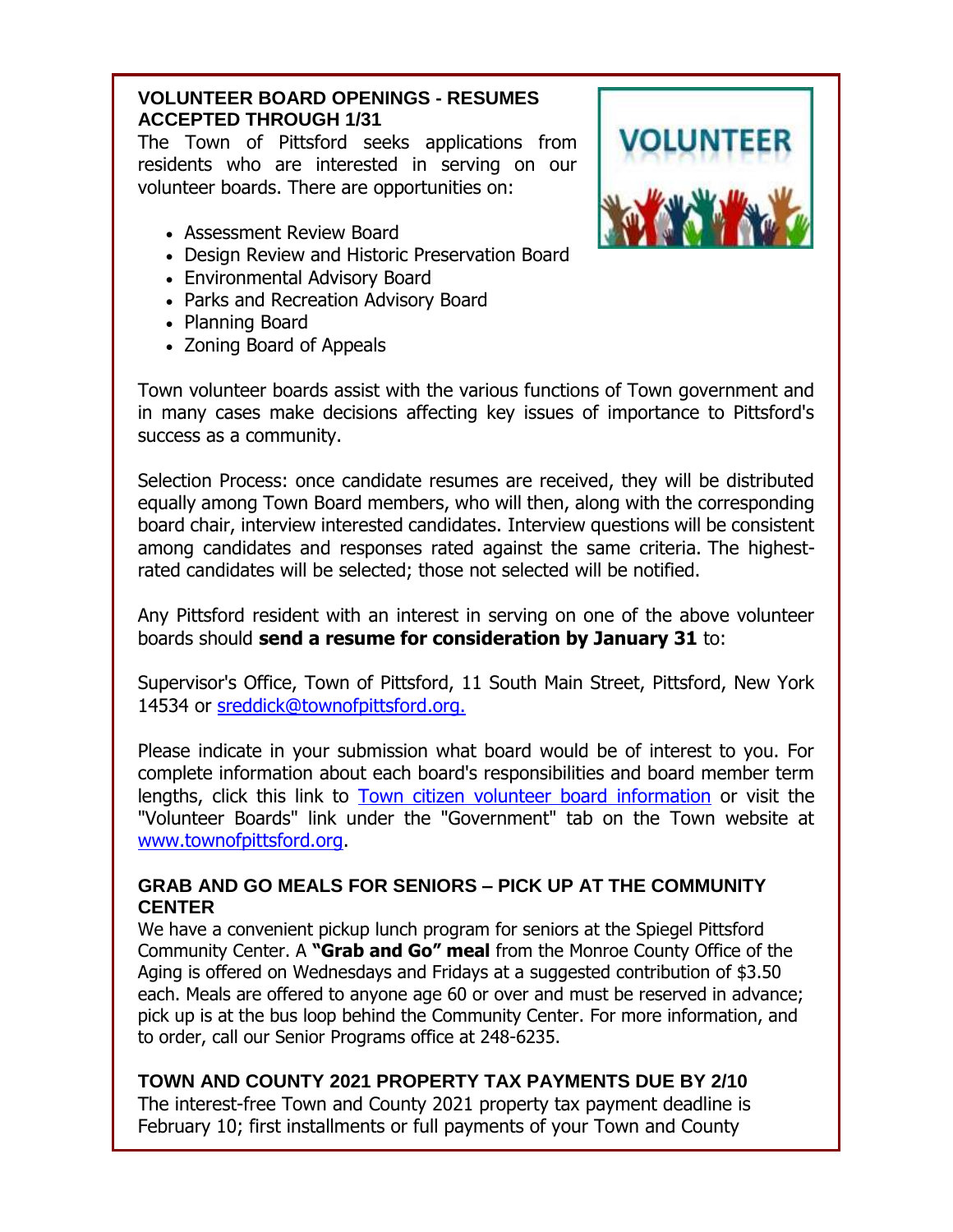**VOLUNTEER BOARD OPENINGS - RESUMES ACCEPTED THROUGH 1/31**

The Town of Pittsford seeks applications from residents who are interested in serving on our volunteer boards. There are opportunities on:

- Assessment Review Board
- Design Review and Historic Preservation Board
- Environmental Advisory Board
- Parks and Recreation Advisory Board
- Planning Board
- Zoning Board of Appeals

Town volunteer boards assist with the various functions of Town government and in many cases make decisions affecting key issues of importance to Pittsford's success as a community.

Selection Process: once candidate resumes are received, they will be distributed equally among Town Board members, who will then, along with the corresponding board chair, interview interested candidates. Interview questions will be consistent among candidates and responses rated against the same criteria. The highest-rated candidates will be selected; those not selected will be notified.

Any Pittsford resident with an interest in serving on one of the above volunteer boards should **send a resume for consideration by January 31** to:

Supervisor's Office, Town of Pittsford, 11 South Main Street, Pittsford, New York 14534 or sreddick@townofpittsford.org.

Please indicate in your submission what board would be of interest to you. For complete information about each board's responsibilities and board member term lengths, click this link to Town citizen volunteer board information or visit the "Volunteer Boards" link under the "Government" tab on the Town website at www.townofpittsford.org.

**GRAB AND GO MEALS FOR SENIORS – PICK UP AT THE COMMUNITY CENTER**

We have a convenient pickup lunch program for seniors at the Spiegel Pittsford Community Center. A **"Grab and Go" meal** from the Monroe County Office of the Aging is offered on Wednesdays and Fridays at a suggested contribution of $3.50 each. Meals are offered to anyone age 60 or over and must be reserved in advance; pick up is at the bus loop behind the Community Center. For more information, and to order, call our Senior Programs office at 248-6235.

**TOWN AND COUNTY 2021 PROPERTY TAX PAYMENTS DUE BY 2/10**

The interest-free Town and County 2021 property tax payment deadline is February 10; first installments or full payments of your Town and County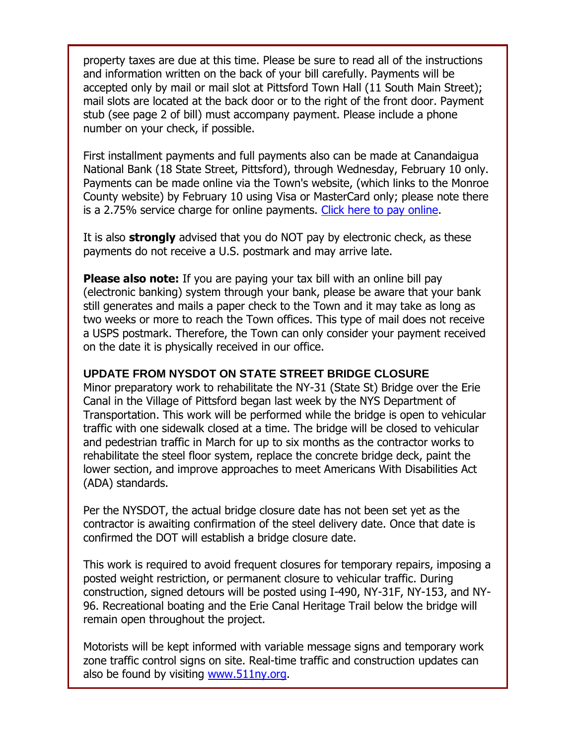property taxes are due at this time. Please be sure to read all of the instructions and information written on the back of your bill carefully. Payments will be accepted only by mail or mail slot at Pittsford Town Hall (11 South Main Street); mail slots are located at the back door or to the right of the front door. Payment stub (see page 2 of bill) must accompany payment. Please include a phone number on your check, if possible.

First installment payments and full payments also can be made at Canandaigua National Bank (18 State Street, Pittsford), through Wednesday, February 10 only. Payments can be made online via the Town's website, (which links to the Monroe County website) by February 10 using Visa or MasterCard only; please note there is a 2.75% service charge for online payments. Click here to pay online.

It is also **strongly** advised that you do NOT pay by electronic check, as these payments do not receive a U.S. postmark and may arrive late.

**Please also note:** If you are paying your tax bill with an online bill pay (electronic banking) system through your bank, please be aware that your bank still generates and mails a paper check to the Town and it may take as long as two weeks or more to reach the Town offices. This type of mail does not receive a USPS postmark. Therefore, the Town can only consider your payment received on the date it is physically received in our office.

### UPDATE FROM NYSDOT ON STATE STREET BRIDGE CLOSURE

Minor preparatory work to rehabilitate the NY-31 (State St) Bridge over the Erie Canal in the Village of Pittsford began last week by the NYS Department of Transportation. This work will be performed while the bridge is open to vehicular traffic with one sidewalk closed at a time. The bridge will be closed to vehicular and pedestrian traffic in March for up to six months as the contractor works to rehabilitate the steel floor system, replace the concrete bridge deck, paint the lower section, and improve approaches to meet Americans With Disabilities Act (ADA) standards.

Per the NYSDOT, the actual bridge closure date has not been set yet as the contractor is awaiting confirmation of the steel delivery date. Once that date is confirmed the DOT will establish a bridge closure date.

This work is required to avoid frequent closures for temporary repairs, imposing a posted weight restriction, or permanent closure to vehicular traffic. During construction, signed detours will be posted using I-490, NY-31F, NY-153, and NY-96. Recreational boating and the Erie Canal Heritage Trail below the bridge will remain open throughout the project.

Motorists will be kept informed with variable message signs and temporary work zone traffic control signs on site. Real-time traffic and construction updates can also be found by visiting www.511ny.org.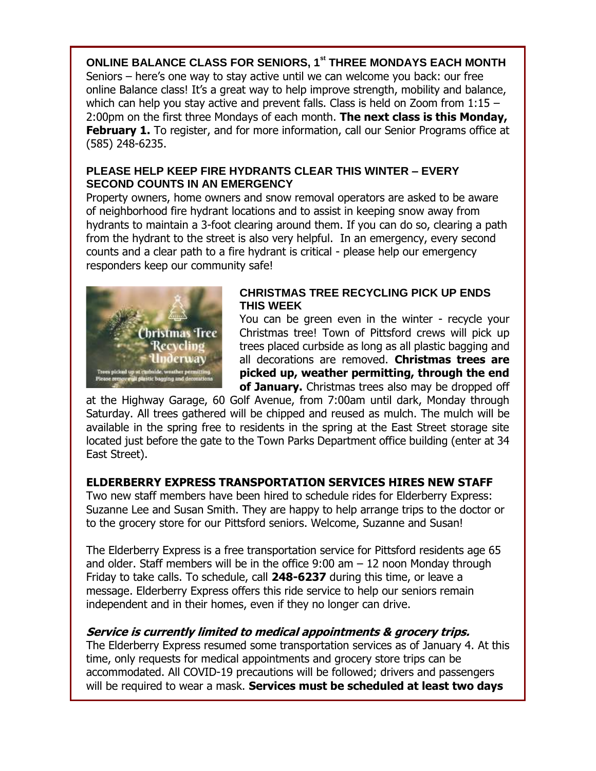### ONLINE BALANCE CLASS FOR SENIORS, 1st THREE MONDAYS EACH MONTH

Seniors – here's one way to stay active until we can welcome you back: our free online Balance class! It's a great way to help improve strength, mobility and balance, which can help you stay active and prevent falls. Class is held on Zoom from 1:15 – 2:00pm on the first three Mondays of each month. **The next class is this Monday, February 1.** To register, and for more information, call our Senior Programs office at (585) 248-6235.

### PLEASE HELP KEEP FIRE HYDRANTS CLEAR THIS WINTER – EVERY SECOND COUNTS IN AN EMERGENCY

Property owners, home owners and snow removal operators are asked to be aware of neighborhood fire hydrant locations and to assist in keeping snow away from hydrants to maintain a 3-foot clearing around them. If you can do so, clearing a path from the hydrant to the street is also very helpful. In an emergency, every second counts and a clear path to a fire hydrant is critical - please help our emergency responders keep our community safe!

### CHRISTMAS TREE RECYCLING PICK UP ENDS THIS WEEK

You can be green even in the winter - recycle your Christmas tree! Town of Pittsford crews will pick up trees placed curbside as long as all plastic bagging and all decorations are removed. **Christmas trees are picked up, weather permitting, through the end of January.** Christmas trees also may be dropped off at the Highway Garage, 60 Golf Avenue, from 7:00am until dark, Monday through Saturday. All trees gathered will be chipped and reused as mulch. The mulch will be available in the spring free to residents in the spring at the East Street storage site located just before the gate to the Town Parks Department office building (enter at 34 East Street).

### ELDERBERRY EXPRESS TRANSPORTATION SERVICES HIRES NEW STAFF

Two new staff members have been hired to schedule rides for Elderberry Express: Suzanne Lee and Susan Smith. They are happy to help arrange trips to the doctor or to the grocery store for our Pittsford seniors. Welcome, Suzanne and Susan!

The Elderberry Express is a free transportation service for Pittsford residents age 65 and older. Staff members will be in the office 9:00 am – 12 noon Monday through Friday to take calls. To schedule, call **248-6237** during this time, or leave a message. Elderberry Express offers this ride service to help our seniors remain independent and in their homes, even if they no longer can drive.

***Service is currently limited to medical appointments & grocery trips.***

The Elderberry Express resumed some transportation services as of January 4. At this time, only requests for medical appointments and grocery store trips can be accommodated. All COVID-19 precautions will be followed; drivers and passengers will be required to wear a mask. **Services must be scheduled at least two days**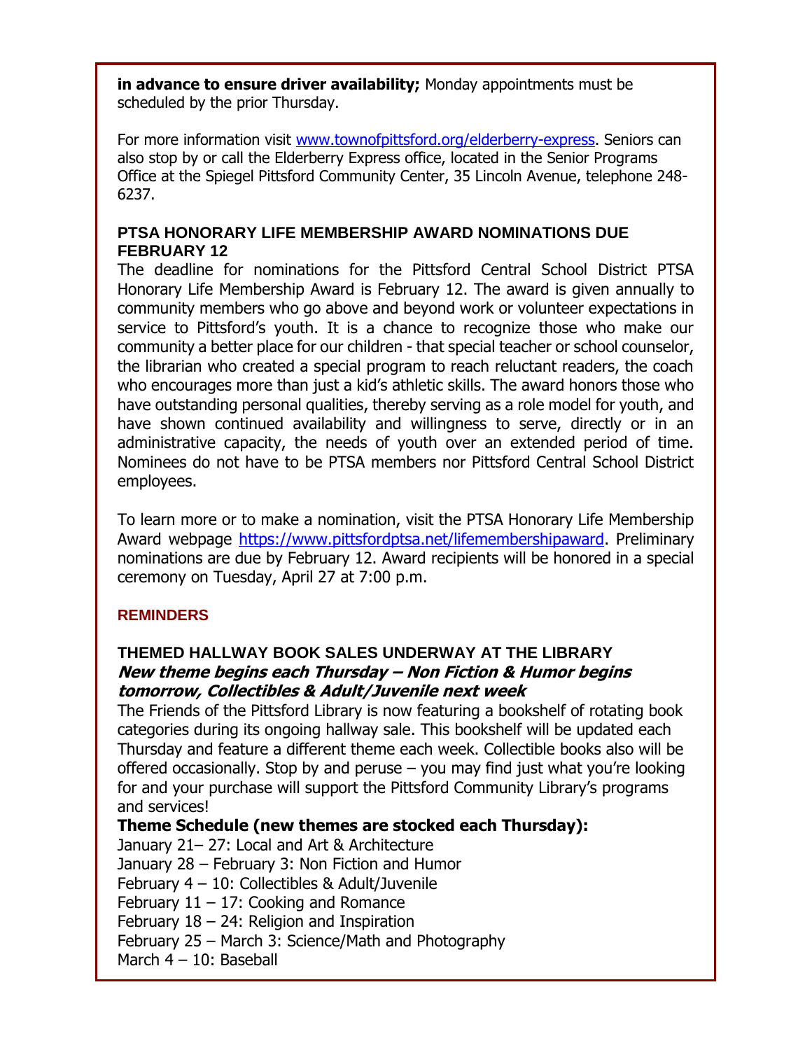**in advance to ensure driver availability;** Monday appointments must be scheduled by the prior Thursday.

For more information visit [www.townofpittsford.org/elderberry-express](http://www.townofpittsford.org/elderberry-express). Seniors can also stop by or call the Elderberry Express office, located in the Senior Programs Office at the Spiegel Pittsford Community Center, 35 Lincoln Avenue, telephone 248-6237.

### PTSA HONORARY LIFE MEMBERSHIP AWARD NOMINATIONS DUE FEBRUARY 12

The deadline for nominations for the Pittsford Central School District PTSA Honorary Life Membership Award is February 12. The award is given annually to community members who go above and beyond work or volunteer expectations in service to Pittsford's youth. It is a chance to recognize those who make our community a better place for our children - that special teacher or school counselor, the librarian who created a special program to reach reluctant readers, the coach who encourages more than just a kid's athletic skills. The award honors those who have outstanding personal qualities, thereby serving as a role model for youth, and have shown continued availability and willingness to serve, directly or in an administrative capacity, the needs of youth over an extended period of time. Nominees do not have to be PTSA members nor Pittsford Central School District employees.

To learn more or to make a nomination, visit the PTSA Honorary Life Membership Award webpage [https://www.pittsfordptsa.net/lifemembershipaward](https://www.pittsfordptsa.net/lifemembershipaward). Preliminary nominations are due by February 12. Award recipients will be honored in a special ceremony on Tuesday, April 27 at 7:00 p.m.

## REMINDERS

### THEMED HALLWAY BOOK SALES UNDERWAY AT THE LIBRARY

***New theme begins each Thursday – Non Fiction & Humor begins tomorrow, Collectibles & Adult/Juvenile next week***

The Friends of the Pittsford Library is now featuring a bookshelf of rotating book categories during its ongoing hallway sale. This bookshelf will be updated each Thursday and feature a different theme each week. Collectible books also will be offered occasionally. Stop by and peruse – you may find just what you're looking for and your purchase will support the Pittsford Community Library's programs and services!

**Theme Schedule (new themes are stocked each Thursday):**

January 21– 27: Local and Art & Architecture
January 28 – February 3: Non Fiction and Humor
February 4 – 10: Collectibles & Adult/Juvenile
February 11 – 17: Cooking and Romance
February 18 – 24: Religion and Inspiration
February 25 – March 3: Science/Math and Photography
March 4 – 10: Baseball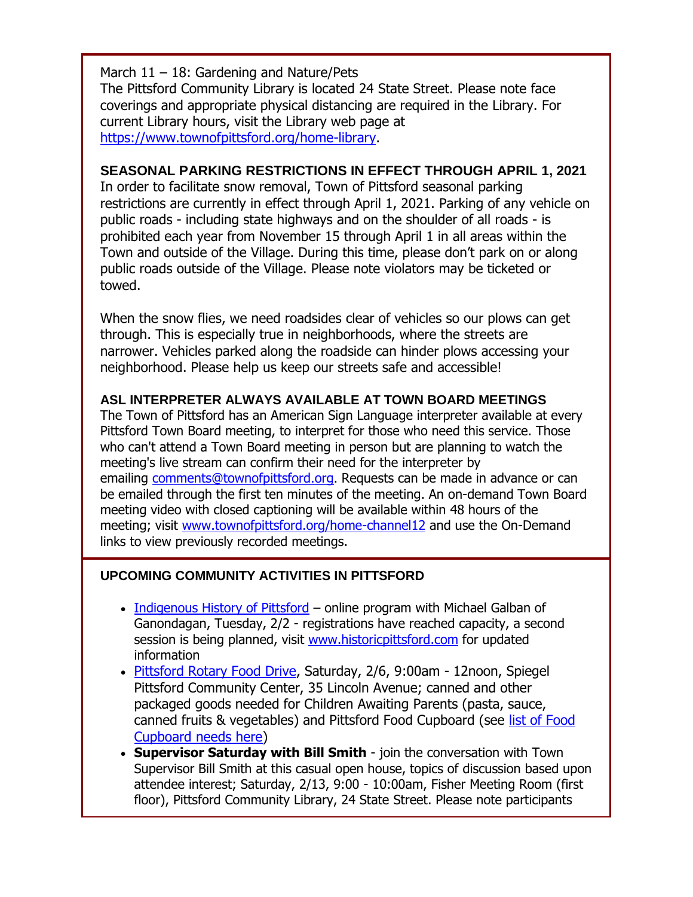March 11 – 18: Gardening and Nature/Pets
The Pittsford Community Library is located 24 State Street. Please note face coverings and appropriate physical distancing are required in the Library. For current Library hours, visit the Library web page at https://www.townofpittsford.org/home-library.

**SEASONAL PARKING RESTRICTIONS IN EFFECT THROUGH APRIL 1, 2021**

In order to facilitate snow removal, Town of Pittsford seasonal parking restrictions are currently in effect through April 1, 2021. Parking of any vehicle on public roads - including state highways and on the shoulder of all roads - is prohibited each year from November 15 through April 1 in all areas within the Town and outside of the Village. During this time, please don't park on or along public roads outside of the Village. Please note violators may be ticketed or towed.

When the snow flies, we need roadsides clear of vehicles so our plows can get through. This is especially true in neighborhoods, where the streets are narrower. Vehicles parked along the roadside can hinder plows accessing your neighborhood. Please help us keep our streets safe and accessible!

**ASL INTERPRETER ALWAYS AVAILABLE AT TOWN BOARD MEETINGS**

The Town of Pittsford has an American Sign Language interpreter available at every Pittsford Town Board meeting, to interpret for those who need this service. Those who can't attend a Town Board meeting in person but are planning to watch the meeting's live stream can confirm their need for the interpreter by emailing comments@townofpittsford.org. Requests can be made in advance or can be emailed through the first ten minutes of the meeting. An on-demand Town Board meeting video with closed captioning will be available within 48 hours of the meeting; visit www.townofpittsford.org/home-channel12 and use the On-Demand links to view previously recorded meetings.

**UPCOMING COMMUNITY ACTIVITIES IN PITTSFORD**

- Indigenous History of Pittsford – online program with Michael Galban of Ganondagan, Tuesday, 2/2 - registrations have reached capacity, a second session is being planned, visit www.historicpittsford.com for updated information
- Pittsford Rotary Food Drive, Saturday, 2/6, 9:00am - 12noon, Spiegel Pittsford Community Center, 35 Lincoln Avenue; canned and other packaged goods needed for Children Awaiting Parents (pasta, sauce, canned fruits & vegetables) and Pittsford Food Cupboard (see list of Food Cupboard needs here)
- **Supervisor Saturday with Bill Smith** - join the conversation with Town Supervisor Bill Smith at this casual open house, topics of discussion based upon attendee interest; Saturday, 2/13, 9:00 - 10:00am, Fisher Meeting Room (first floor), Pittsford Community Library, 24 State Street. Please note participants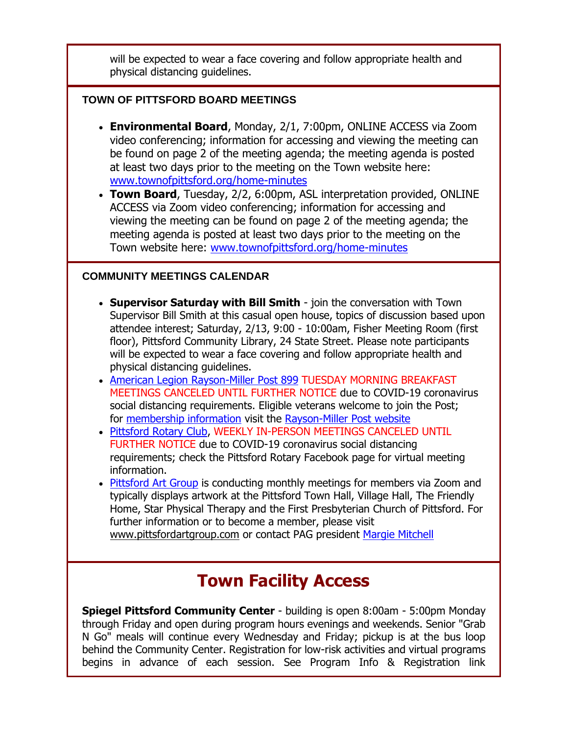will be expected to wear a face covering and follow appropriate health and physical distancing guidelines.

### TOWN OF PITTSFORD BOARD MEETINGS

- **Environmental Board**, Monday, 2/1, 7:00pm, ONLINE ACCESS via Zoom video conferencing; information for accessing and viewing the meeting can be found on page 2 of the meeting agenda; the meeting agenda is posted at least two days prior to the meeting on the Town website here: www.townofpittsford.org/home-minutes
- **Town Board**, Tuesday, 2/2, 6:00pm, ASL interpretation provided, ONLINE ACCESS via Zoom video conferencing; information for accessing and viewing the meeting can be found on page 2 of the meeting agenda; the meeting agenda is posted at least two days prior to the meeting on the Town website here: www.townofpittsford.org/home-minutes

### COMMUNITY MEETINGS CALENDAR

- **Supervisor Saturday with Bill Smith** - join the conversation with Town Supervisor Bill Smith at this casual open house, topics of discussion based upon attendee interest; Saturday, 2/13, 9:00 - 10:00am, Fisher Meeting Room (first floor), Pittsford Community Library, 24 State Street. Please note participants will be expected to wear a face covering and follow appropriate health and physical distancing guidelines.
- American Legion Rayson-Miller Post 899 TUESDAY MORNING BREAKFAST MEETINGS CANCELED UNTIL FURTHER NOTICE due to COVID-19 coronavirus social distancing requirements. Eligible veterans welcome to join the Post; for membership information visit the Rayson-Miller Post website
- Pittsford Rotary Club, WEEKLY IN-PERSON MEETINGS CANCELED UNTIL FURTHER NOTICE due to COVID-19 coronavirus social distancing requirements; check the Pittsford Rotary Facebook page for virtual meeting information.
- Pittsford Art Group is conducting monthly meetings for members via Zoom and typically displays artwork at the Pittsford Town Hall, Village Hall, The Friendly Home, Star Physical Therapy and the First Presbyterian Church of Pittsford. For further information or to become a member, please visit www.pittsfordartgroup.com or contact PAG president Margie Mitchell

## Town Facility Access

**Spiegel Pittsford Community Center** - building is open 8:00am - 5:00pm Monday through Friday and open during program hours evenings and weekends. Senior "Grab N Go" meals will continue every Wednesday and Friday; pickup is at the bus loop behind the Community Center. Registration for low-risk activities and virtual programs begins in advance of each session. See Program Info & Registration link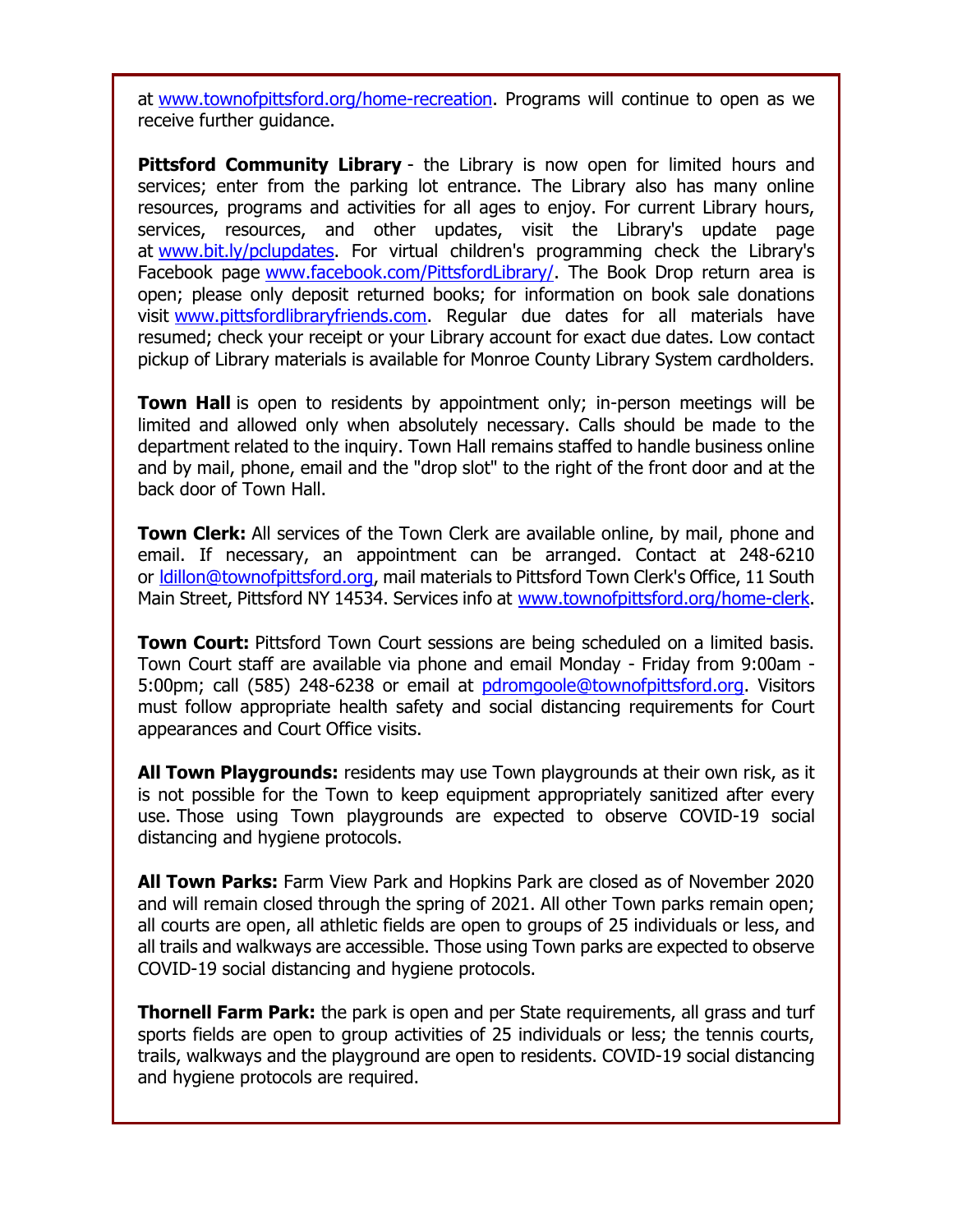at www.townofpittsford.org/home-recreation. Programs will continue to open as we receive further guidance.

**Pittsford Community Library** - the Library is now open for limited hours and services; enter from the parking lot entrance. The Library also has many online resources, programs and activities for all ages to enjoy. For current Library hours, services, resources, and other updates, visit the Library's update page at www.bit.ly/pclupdates. For virtual children's programming check the Library's Facebook page www.facebook.com/PittsfordLibrary/. The Book Drop return area is open; please only deposit returned books; for information on book sale donations visit www.pittsfordlibraryfriends.com. Regular due dates for all materials have resumed; check your receipt or your Library account for exact due dates. Low contact pickup of Library materials is available for Monroe County Library System cardholders.

**Town Hall** is open to residents by appointment only; in-person meetings will be limited and allowed only when absolutely necessary. Calls should be made to the department related to the inquiry. Town Hall remains staffed to handle business online and by mail, phone, email and the "drop slot" to the right of the front door and at the back door of Town Hall.

**Town Clerk:** All services of the Town Clerk are available online, by mail, phone and email. If necessary, an appointment can be arranged. Contact at 248-6210 or ldillon@townofpittsford.org, mail materials to Pittsford Town Clerk's Office, 11 South Main Street, Pittsford NY 14534. Services info at www.townofpittsford.org/home-clerk.

**Town Court:** Pittsford Town Court sessions are being scheduled on a limited basis. Town Court staff are available via phone and email Monday - Friday from 9:00am - 5:00pm; call (585) 248-6238 or email at pdromgoole@townofpittsford.org. Visitors must follow appropriate health safety and social distancing requirements for Court appearances and Court Office visits.

**All Town Playgrounds:** residents may use Town playgrounds at their own risk, as it is not possible for the Town to keep equipment appropriately sanitized after every use. Those using Town playgrounds are expected to observe COVID-19 social distancing and hygiene protocols.

**All Town Parks:** Farm View Park and Hopkins Park are closed as of November 2020 and will remain closed through the spring of 2021. All other Town parks remain open; all courts are open, all athletic fields are open to groups of 25 individuals or less, and all trails and walkways are accessible. Those using Town parks are expected to observe COVID-19 social distancing and hygiene protocols.

**Thornell Farm Park:** the park is open and per State requirements, all grass and turf sports fields are open to group activities of 25 individuals or less; the tennis courts, trails, walkways and the playground are open to residents. COVID-19 social distancing and hygiene protocols are required.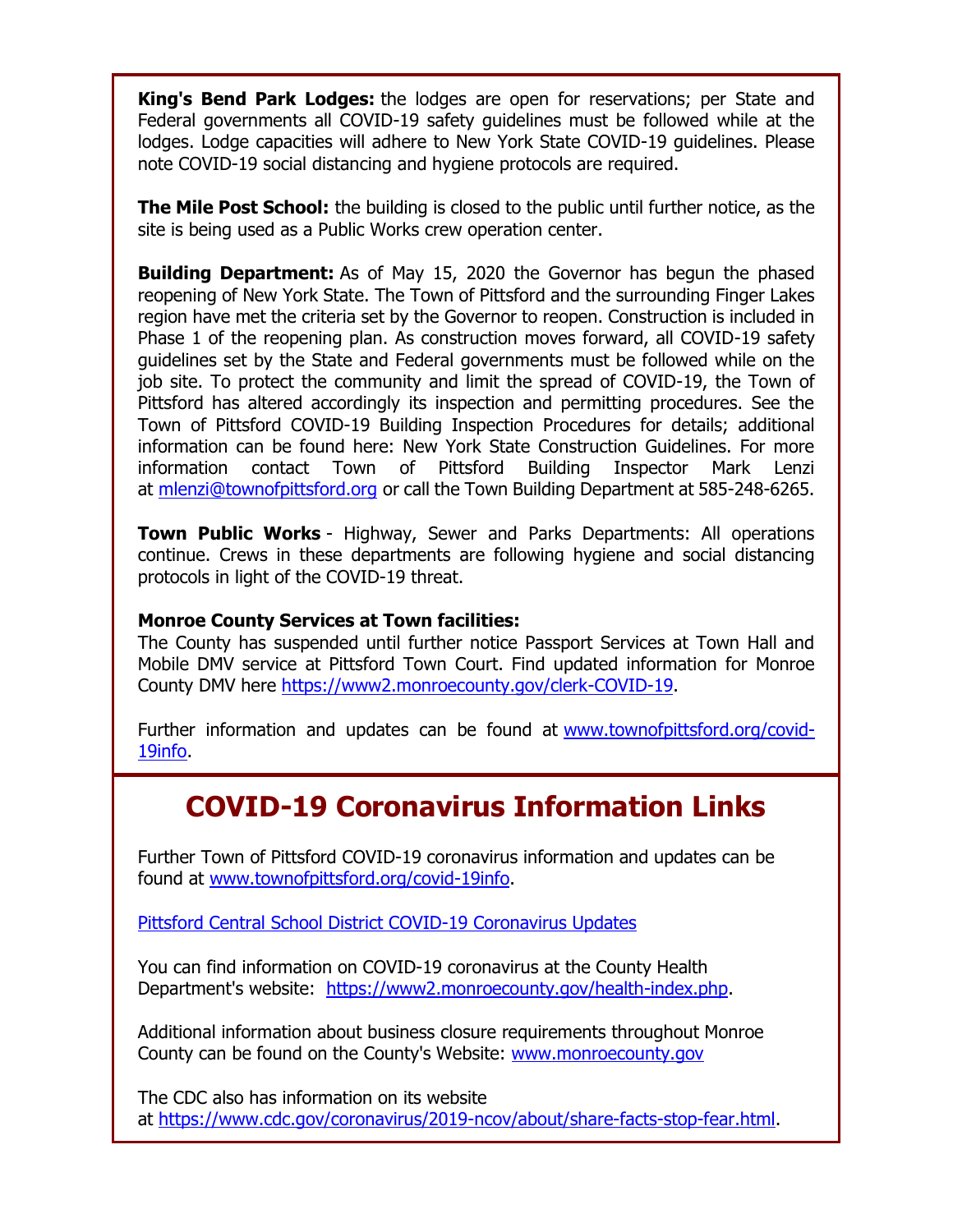**King's Bend Park Lodges:** the lodges are open for reservations; per State and Federal governments all COVID-19 safety guidelines must be followed while at the lodges. Lodge capacities will adhere to New York State COVID-19 guidelines. Please note COVID-19 social distancing and hygiene protocols are required.

**The Mile Post School:** the building is closed to the public until further notice, as the site is being used as a Public Works crew operation center.

**Building Department:** As of May 15, 2020 the Governor has begun the phased reopening of New York State. The Town of Pittsford and the surrounding Finger Lakes region have met the criteria set by the Governor to reopen. Construction is included in Phase 1 of the reopening plan. As construction moves forward, all COVID-19 safety guidelines set by the State and Federal governments must be followed while on the job site. To protect the community and limit the spread of COVID-19, the Town of Pittsford has altered accordingly its inspection and permitting procedures. See the Town of Pittsford COVID-19 Building Inspection Procedures for details; additional information can be found here: New York State Construction Guidelines. For more information contact Town of Pittsford Building Inspector Mark Lenzi at mlenzi@townofpittsford.org or call the Town Building Department at 585-248-6265.

**Town Public Works** - Highway, Sewer and Parks Departments: All operations continue. Crews in these departments are following hygiene and social distancing protocols in light of the COVID-19 threat.

**Monroe County Services at Town facilities:**
The County has suspended until further notice Passport Services at Town Hall and Mobile DMV service at Pittsford Town Court. Find updated information for Monroe County DMV here https://www2.monroecounty.gov/clerk-COVID-19.

Further information and updates can be found at www.townofpittsford.org/covid-19info.

## COVID-19 Coronavirus Information Links

Further Town of Pittsford COVID-19 coronavirus information and updates can be found at www.townofpittsford.org/covid-19info.

Pittsford Central School District COVID-19 Coronavirus Updates

You can find information on COVID-19 coronavirus at the County Health Department's website: https://www2.monroecounty.gov/health-index.php.

Additional information about business closure requirements throughout Monroe County can be found on the County's Website: www.monroecounty.gov

The CDC also has information on its website at https://www.cdc.gov/coronavirus/2019-ncov/about/share-facts-stop-fear.html.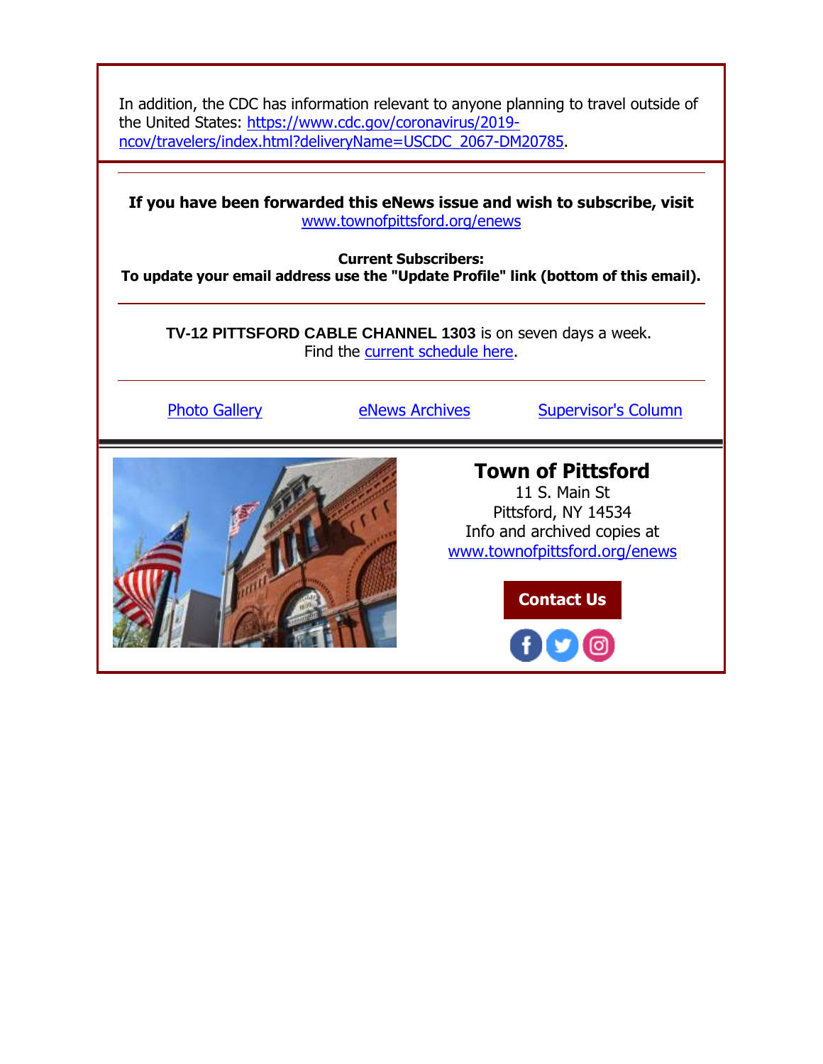In addition, the CDC has information relevant to anyone planning to travel outside of the United States: [https://www.cdc.gov/coronavirus/2019-ncov/travelers/index.html?deliveryName=USCDC_2067-DM20785](https://www.cdc.gov/coronavirus/2019-ncov/travelers/index.html?deliveryName=USCDC_2067-DM20785).

---

**If you have been forwarded this eNews issue and wish to subscribe, visit** [www.townofpittsford.org/enews](www.townofpittsford.org/enews)

**Current Subscribers:**
**To update your email address use the "Update Profile" link (bottom of this email).**

---

**TV-12 PITTSFORD CABLE CHANNEL 1303** is on seven days a week.
Find the current schedule here.

---

Photo Gallery | eNews Archives | Supervisor's Column

---

## Town of Pittsford

11 S. Main St
Pittsford, NY 14534
Info and archived copies at
[www.townofpittsford.org/enews](www.townofpittsford.org/enews)

**Contact Us**